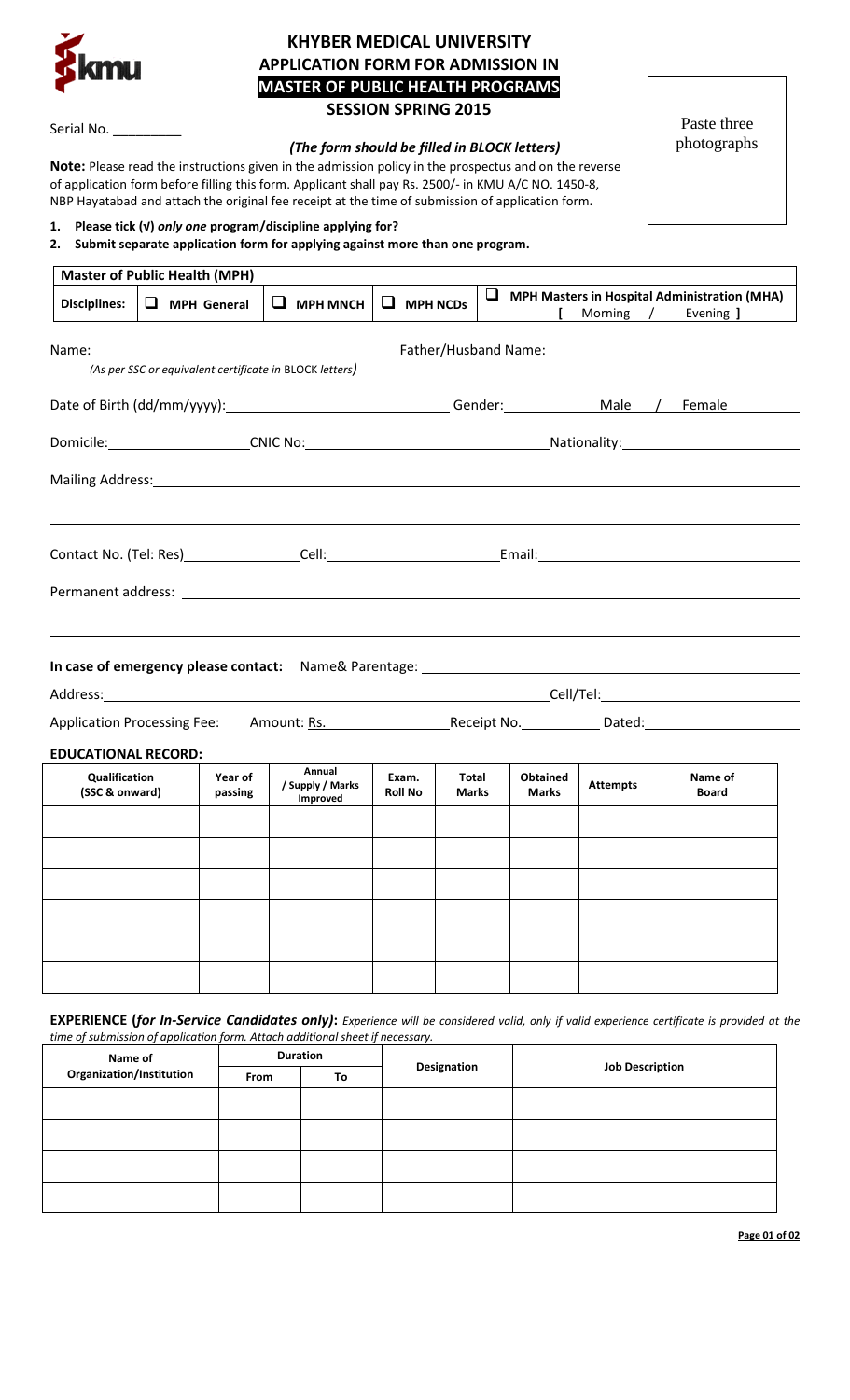# KHYBER MEDICAL UNIVERSITY
## APPLICATION FORM FOR ADMISSION IN
## MASTER OF PUBLIC HEALTH PROGRAMS
### SESSION SPRING 2015

Paste three photographs

Serial No. _________

*(The form should be filled in BLOCK letters)*

**Note:** Please read the instructions given in the admission policy in the prospectus and on the reverse of application form before filling this form. Applicant shall pay Rs. 2500/- in KMU A/C NO. 1450-8, NBP Hayatabad and attach the original fee receipt at the time of submission of application form.

1. **Please tick (√) *only one* program/discipline applying for?**
2. **Submit separate application form for applying against more than one program.**

| **Master of Public Health (MPH)** | | | | | |
|---|---|---|---|---|---|
| **Disciplines:** | ❑ **MPH General** | ❑ **MPH MNCH** | ❑ **MPH NCDs** | ❑ **MPH Masters in Hospital Administration (MHA)** [ Morning / Evening ] | |

Name: ______________________ Father/Husband Name: ______________________
*(As per SSC or equivalent certificate in BLOCK letters)*

Date of Birth (dd/mm/yyyy): ______________________ Gender: __________ Male / Female

Domicile: ______________ CNIC No: ______________________ Nationality: ______________

Mailing Address: ____________________________________________

____________________________________________

Contact No. (Tel: Res) ______________ Cell: ______________ Email: ______________

Permanent address: ____________________________________________

____________________________________________

**In case of emergency please contact:** Name& Parentage: ______________________

Address: ______________________________ Cell/Tel: ______________

Application Processing Fee: Amount: Rs. ______________ Receipt No. __________ Dated: ______________

**EDUCATIONAL RECORD:**

| Qualification (SSC & onward) | Year of passing | Annual / Supply / Marks Improved | Exam. Roll No | Total Marks | Obtained Marks | Attempts | Name of Board |
|---|---|---|---|---|---|---|---|
| | | | | | | | |
| | | | | | | | |
| | | | | | | | |
| | | | | | | | |
| | | | | | | | |
| | | | | | | | |

**EXPERIENCE (*for In-Service Candidates only*):** *Experience will be considered valid, only if valid experience certificate is provided at the time of submission of application form. Attach additional sheet if necessary.*

| Name of Organization/Institution | Duration | | Designation | Job Description |
|---|---|---|---|---|
| | From | To | | |
| | | | | |
| | | | | |
| | | | | |
| | | | | |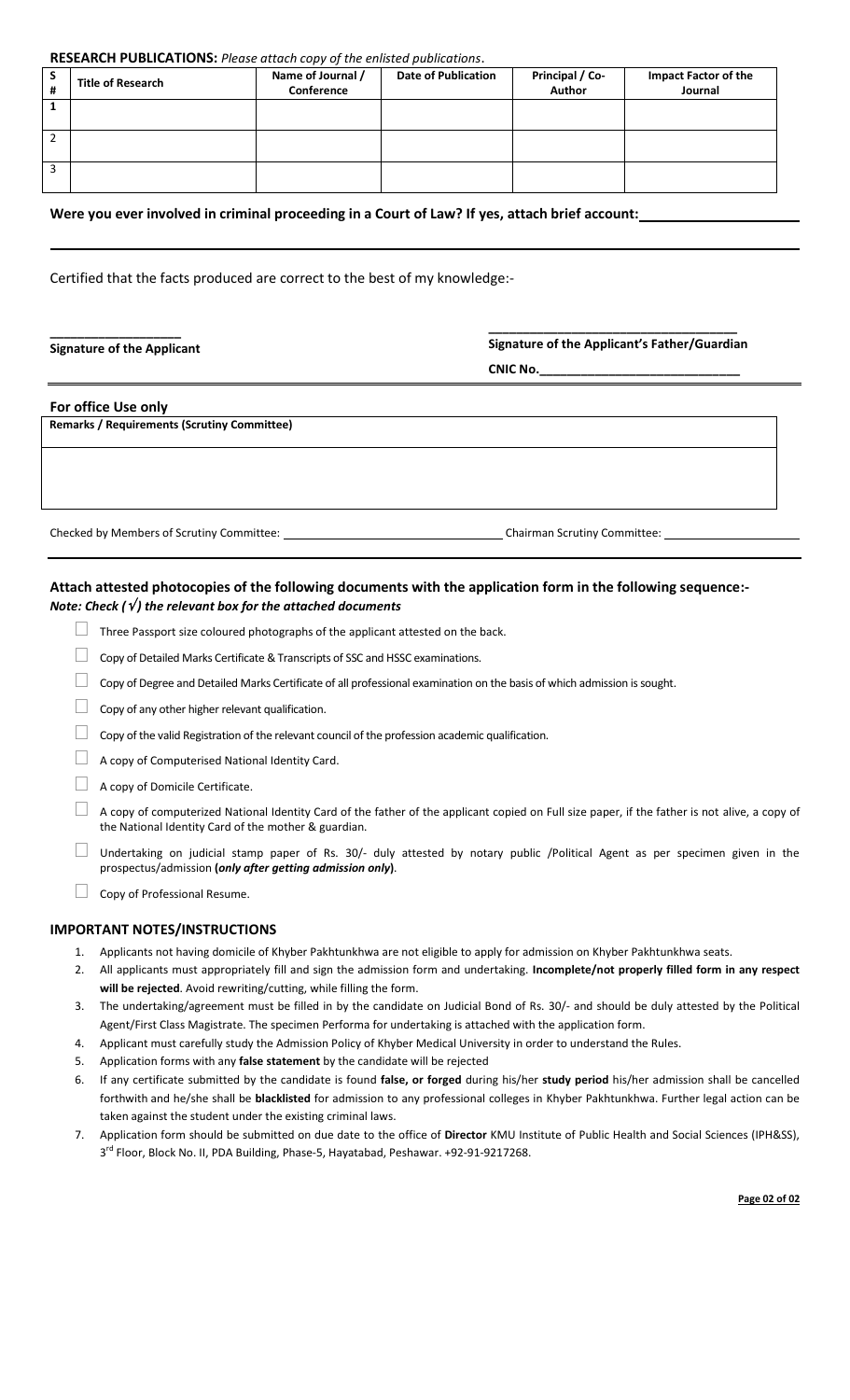**RESEARCH PUBLICATIONS:** *Please attach copy of the enlisted publications*.

| S # | Title of Research | Name of Journal / Conference | Date of Publication | Principal / Co-Author | Impact Factor of the Journal |
|---|---|---|---|---|---|
| 1 | | | | | |
| 2 | | | | | |
| 3 | | | | | |

**Were you ever involved in criminal proceeding in a Court of Law? If yes, attach brief account:** ____________________

Certified that the facts produced are correct to the best of my knowledge:-

**Signature of the Applicant**

**Signature of the Applicant's Father/Guardian**

**CNIC No.____________________________**

**For office Use only**

| **Remarks / Requirements (Scrutiny Committee)** |
|---|
| |

Checked by Members of Scrutiny Committee: ____________________ Chairman Scrutiny Committee: ____________________

### Attach attested photocopies of the following documents with the application form in the following sequence:-

***Note: Check (√) the relevant box for the attached documents***

- ☐ Three Passport size coloured photographs of the applicant attested on the back.
- ☐ Copy of Detailed Marks Certificate & Transcripts of SSC and HSSC examinations.
- ☐ Copy of Degree and Detailed Marks Certificate of all professional examination on the basis of which admission is sought.
- ☐ Copy of any other higher relevant qualification.
- ☐ Copy of the valid Registration of the relevant council of the profession academic qualification.
- ☐ A copy of Computerised National Identity Card.
- ☐ A copy of Domicile Certificate.
- ☐ A copy of computerized National Identity Card of the father of the applicant copied on Full size paper, if the father is not alive, a copy of the National Identity Card of the mother & guardian.
- ☐ Undertaking on judicial stamp paper of Rs. 30/- duly attested by notary public /Political Agent as per specimen given in the prospectus/admission **(*only after getting admission only*)**.
- ☐ Copy of Professional Resume.

### IMPORTANT NOTES/INSTRUCTIONS

1. Applicants not having domicile of Khyber Pakhtunkhwa are not eligible to apply for admission on Khyber Pakhtunkhwa seats.
2. All applicants must appropriately fill and sign the admission form and undertaking. **Incomplete/not properly filled form in any respect will be rejected**. Avoid rewriting/cutting, while filling the form.
3. The undertaking/agreement must be filled in by the candidate on Judicial Bond of Rs. 30/- and should be duly attested by the Political Agent/First Class Magistrate. The specimen Performa for undertaking is attached with the application form.
4. Applicant must carefully study the Admission Policy of Khyber Medical University in order to understand the Rules.
5. Application forms with any **false statement** by the candidate will be rejected
6. If any certificate submitted by the candidate is found **false, or forged** during his/her **study period** his/her admission shall be cancelled forthwith and he/she shall be **blacklisted** for admission to any professional colleges in Khyber Pakhtunkhwa. Further legal action can be taken against the student under the existing criminal laws.
7. Application form should be submitted on due date to the office of **Director** KMU Institute of Public Health and Social Sciences (IPH&SS), 3rd Floor, Block No. II, PDA Building, Phase-5, Hayatabad, Peshawar. +92-91-9217268.